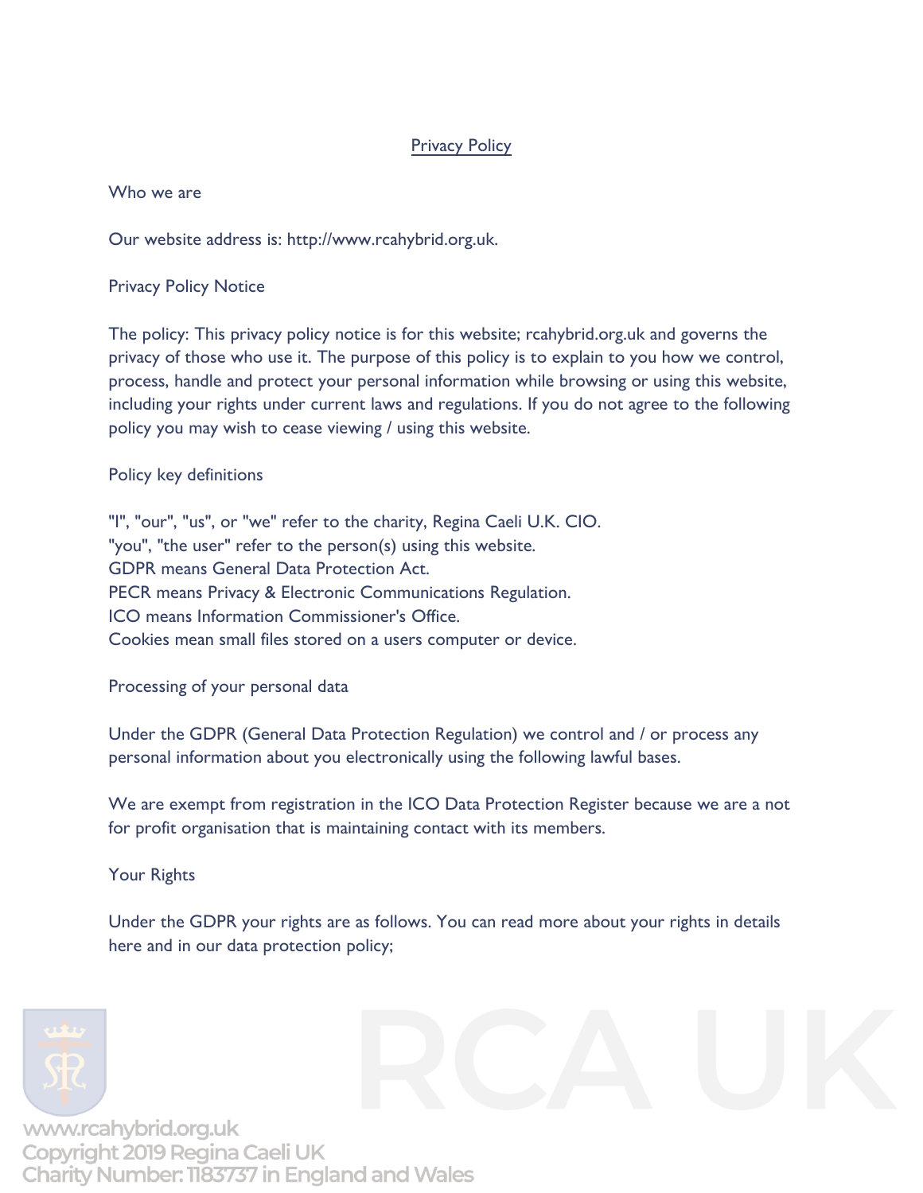# Privacy Policy

## Who we are

Our website address is: http://www.rcahybrid.org.uk.

## Privacy Policy Notice

The policy: This privacy policy notice is for this website; rcahybrid.org.uk and governs the privacy of those who use it. The purpose of this policy is to explain to you how we control, process, handle and protect your personal information while browsing or using this website, including your rights under current laws and regulations. If you do not agree to the following policy you may wish to cease viewing / using this website.

## Policy key definitions

"I", "our", "us", or "we" refer to the charity, Regina Caeli U.K. CIO.
"you", "the user" refer to the person(s) using this website.
GDPR means General Data Protection Act.
PECR means Privacy & Electronic Communications Regulation.
ICO means Information Commissioner's Office.
Cookies mean small files stored on a users computer or device.

## Processing of your personal data

Under the GDPR (General Data Protection Regulation) we control and / or process any personal information about you electronically using the following lawful bases.

We are exempt from registration in the ICO Data Protection Register because we are a not for profit organisation that is maintaining contact with its members.

## Your Rights

Under the GDPR your rights are as follows. You can read more about your rights in details here and in our data protection policy;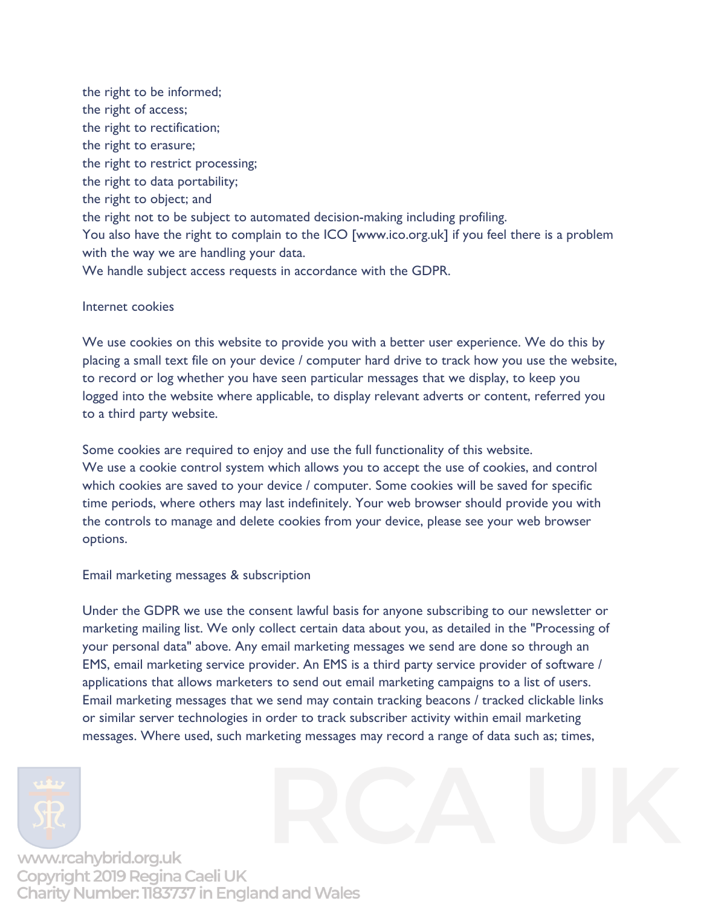the right to be informed;
the right of access;
the right to rectification;
the right to erasure;
the right to restrict processing;
the right to data portability;
the right to object; and
the right not to be subject to automated decision-making including profiling.
You also have the right to complain to the ICO [www.ico.org.uk] if you feel there is a problem with the way we are handling your data.
We handle subject access requests in accordance with the GDPR.

## Internet cookies

We use cookies on this website to provide you with a better user experience. We do this by placing a small text file on your device / computer hard drive to track how you use the website, to record or log whether you have seen particular messages that we display, to keep you logged into the website where applicable, to display relevant adverts or content, referred you to a third party website.

Some cookies are required to enjoy and use the full functionality of this website.
We use a cookie control system which allows you to accept the use of cookies, and control which cookies are saved to your device / computer. Some cookies will be saved for specific time periods, where others may last indefinitely. Your web browser should provide you with the controls to manage and delete cookies from your device, please see your web browser options.

## Email marketing messages & subscription

Under the GDPR we use the consent lawful basis for anyone subscribing to our newsletter or marketing mailing list. We only collect certain data about you, as detailed in the "Processing of your personal data" above. Any email marketing messages we send are done so through an EMS, email marketing service provider. An EMS is a third party service provider of software / applications that allows marketers to send out email marketing campaigns to a list of users. Email marketing messages that we send may contain tracking beacons / tracked clickable links or similar server technologies in order to track subscriber activity within email marketing messages. Where used, such marketing messages may record a range of data such as; times,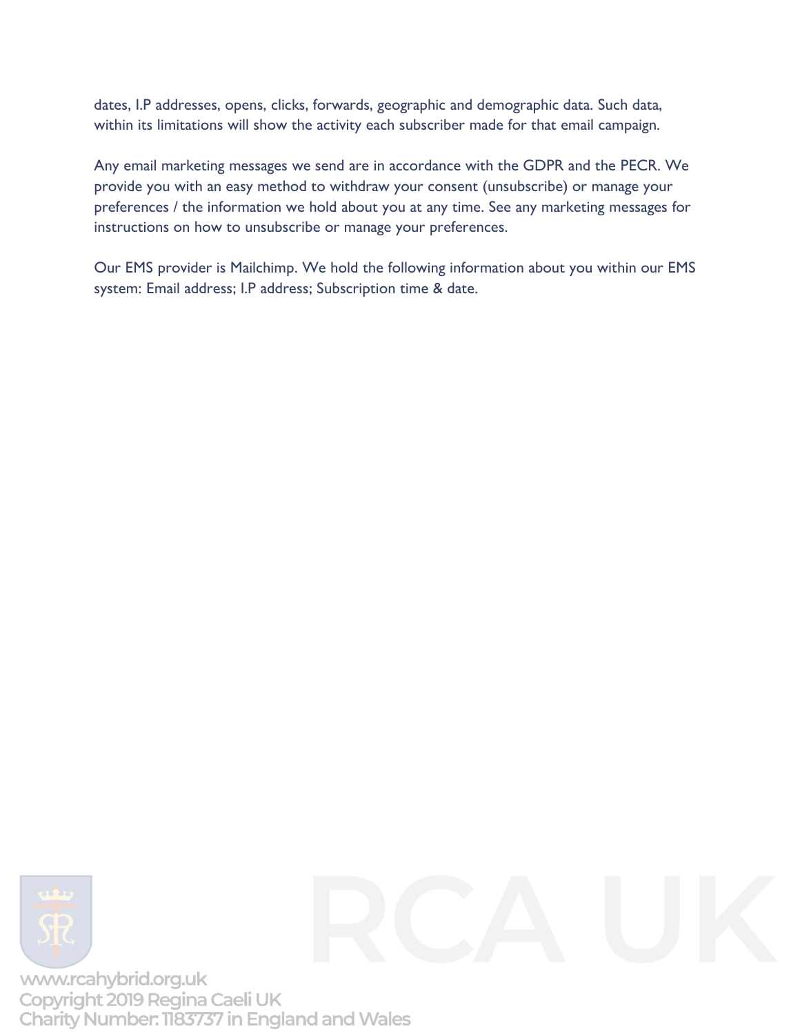dates, I.P addresses, opens, clicks, forwards, geographic and demographic data. Such data, within its limitations will show the activity each subscriber made for that email campaign.

Any email marketing messages we send are in accordance with the GDPR and the PECR. We provide you with an easy method to withdraw your consent (unsubscribe) or manage your preferences / the information we hold about you at any time. See any marketing messages for instructions on how to unsubscribe or manage your preferences.

Our EMS provider is Mailchimp. We hold the following information about you within our EMS system: Email address; I.P address; Subscription time & date.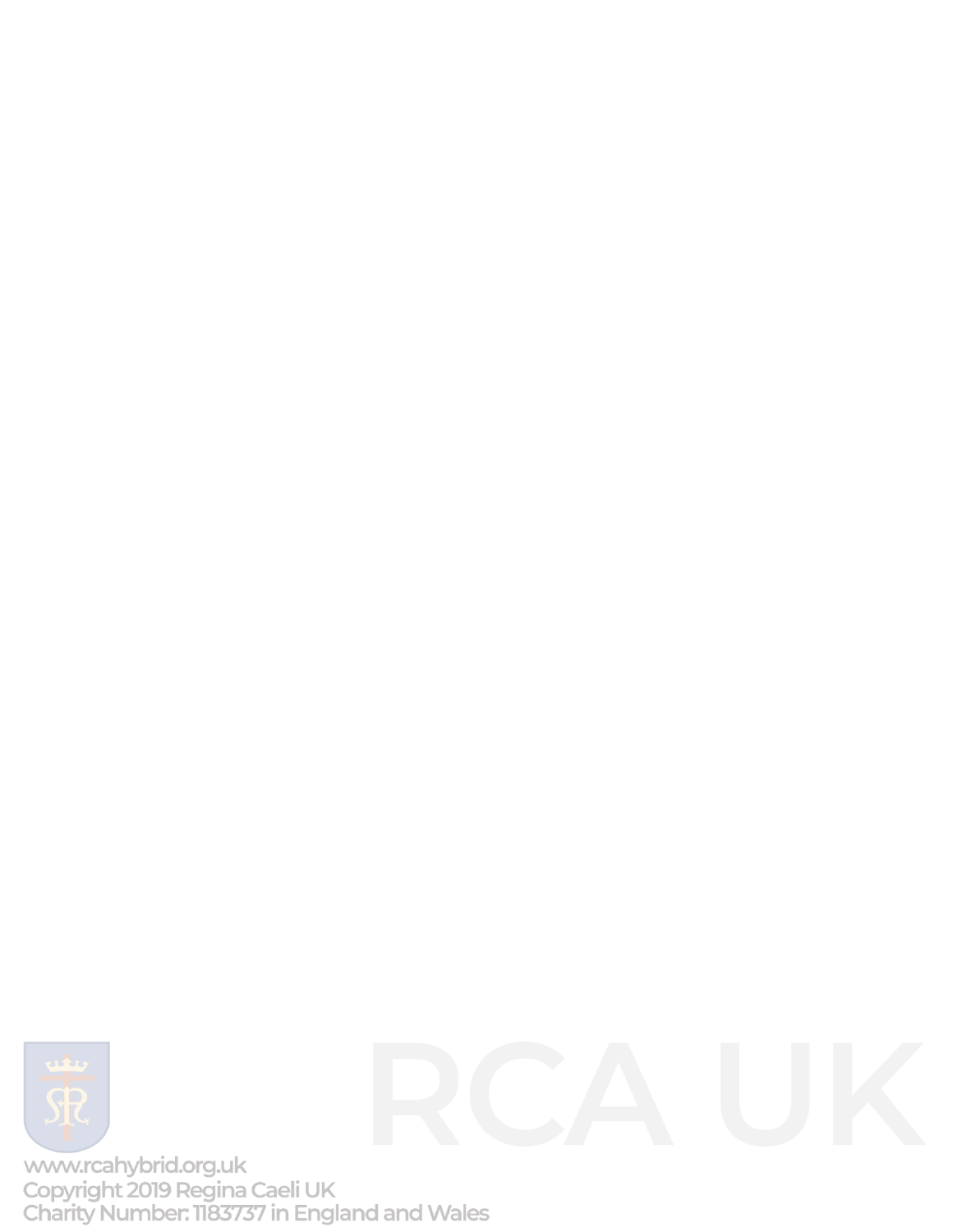RCA UK

www.rcahybrid.org.uk
Copyright 2019 Regina Caeli UK
Charity Number: 1183737 in England and Wales